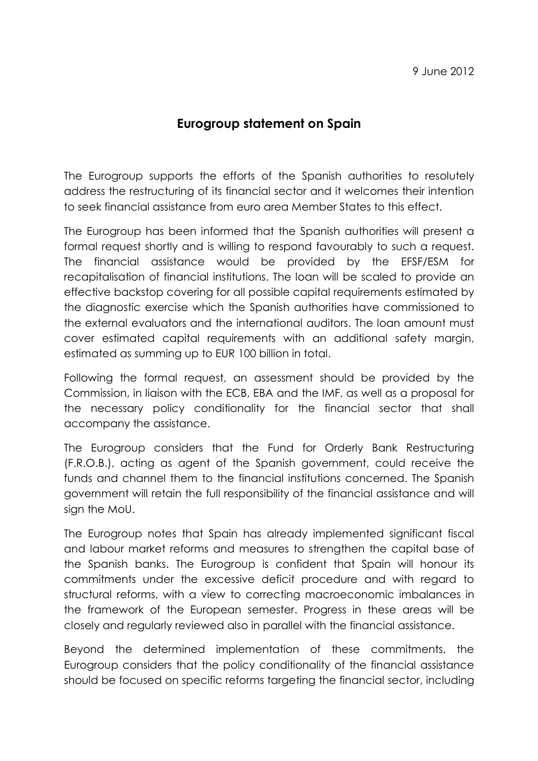9 June 2012

# Eurogroup statement on Spain

The Eurogroup supports the efforts of the Spanish authorities to resolutely address the restructuring of its financial sector and it welcomes their intention to seek financial assistance from euro area Member States to this effect.

The Eurogroup has been informed that the Spanish authorities will present a formal request shortly and is willing to respond favourably to such a request. The financial assistance would be provided by the EFSF/ESM for recapitalisation of financial institutions. The loan will be scaled to provide an effective backstop covering for all possible capital requirements estimated by the diagnostic exercise which the Spanish authorities have commissioned to the external evaluators and the international auditors. The loan amount must cover estimated capital requirements with an additional safety margin, estimated as summing up to EUR 100 billion in total.

Following the formal request, an assessment should be provided by the Commission, in liaison with the ECB, EBA and the IMF, as well as a proposal for the necessary policy conditionality for the financial sector that shall accompany the assistance.

The Eurogroup considers that the Fund for Orderly Bank Restructuring (F.R.O.B.), acting as agent of the Spanish government, could receive the funds and channel them to the financial institutions concerned. The Spanish government will retain the full responsibility of the financial assistance and will sign the MoU.

The Eurogroup notes that Spain has already implemented significant fiscal and labour market reforms and measures to strengthen the capital base of the Spanish banks. The Eurogroup is confident that Spain will honour its commitments under the excessive deficit procedure and with regard to structural reforms, with a view to correcting macroeconomic imbalances in the framework of the European semester. Progress in these areas will be closely and regularly reviewed also in parallel with the financial assistance.

Beyond the determined implementation of these commitments, the Eurogroup considers that the policy conditionality of the financial assistance should be focused on specific reforms targeting the financial sector, including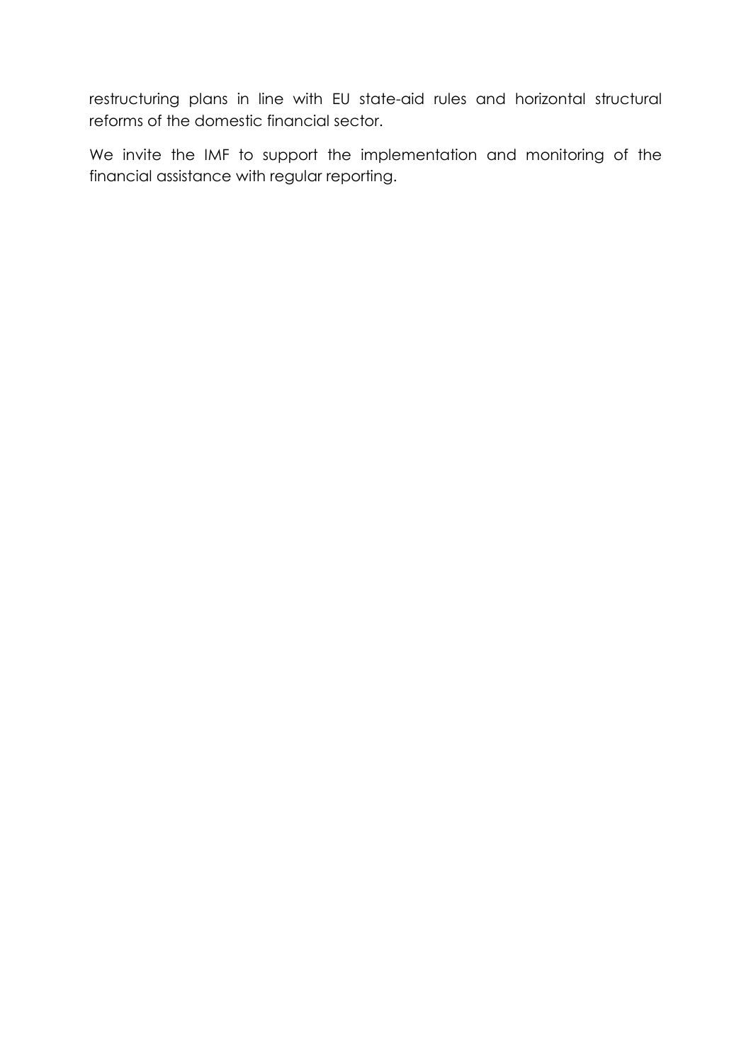restructuring plans in line with EU state-aid rules and horizontal structural reforms of the domestic financial sector.

We invite the IMF to support the implementation and monitoring of the financial assistance with regular reporting.